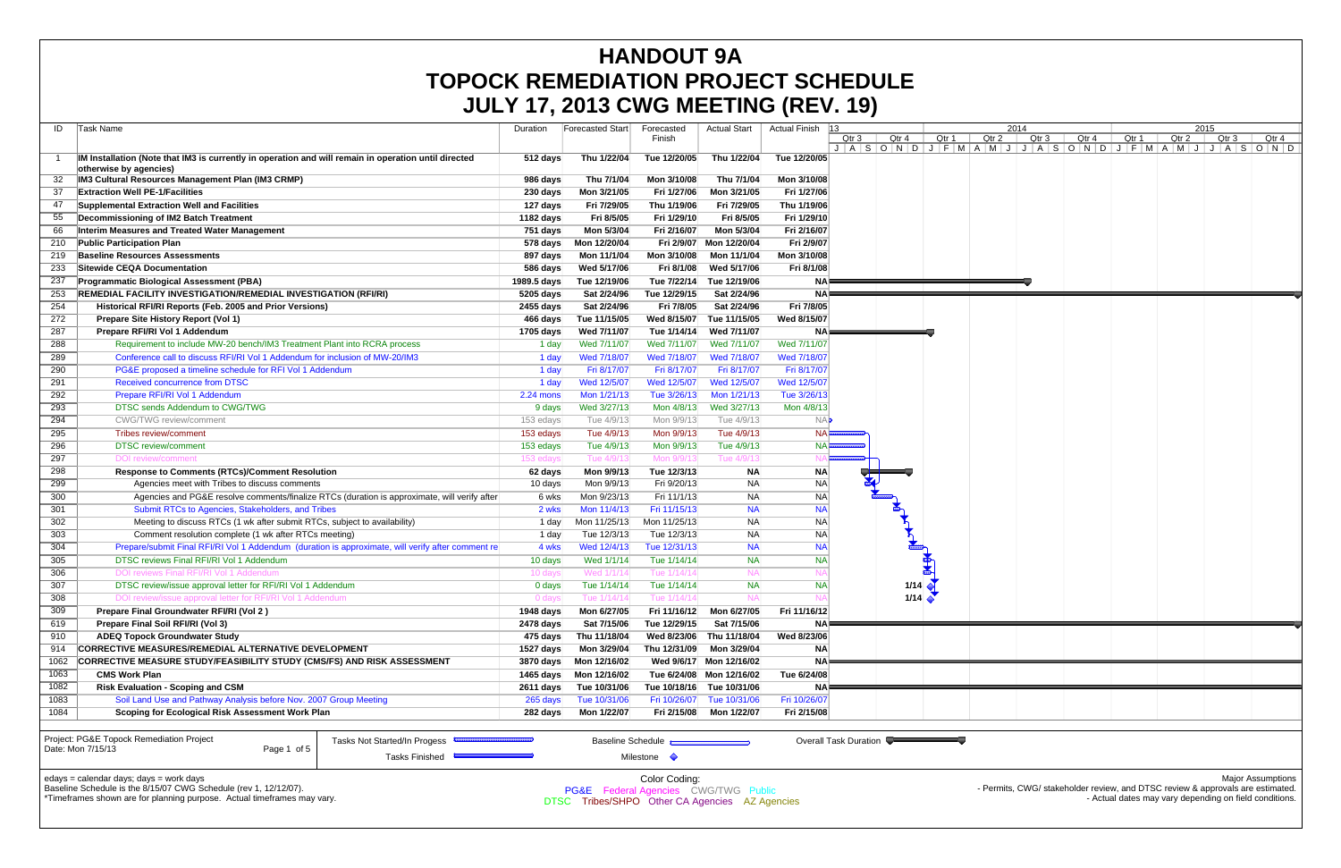# HANDOUT 9A
# TOPOCK REMEDIATION PROJECT SCHEDULE
# JULY 17, 2013 CWG MEETING (REV. 19)

| ID | Task Name | Duration | Forecasted Start | Forecasted Finish | Actual Start | Actual Finish |
|---|---|---|---|---|---|---|
| 1 | **IM Installation (Note that IM3 is currently in operation and will remain in operation until directed otherwise by agencies)** | **512 days** | **Thu 1/22/04** | **Tue 12/20/05** | **Thu 1/22/04** | **Tue 12/20/05** |
| 32 | **IM3 Cultural Resources Management Plan (IM3 CRMP)** | **986 days** | **Thu 7/1/04** | **Mon 3/10/08** | **Thu 7/1/04** | **Mon 3/10/08** |
| 37 | **Extraction Well PE-1/Facilities** | **230 days** | **Mon 3/21/05** | **Fri 1/27/06** | **Mon 3/21/05** | **Fri 1/27/06** |
| 47 | **Supplemental Extraction Well and Facilities** | **127 days** | **Fri 7/29/05** | **Thu 1/19/06** | **Fri 7/29/05** | **Thu 1/19/06** |
| 55 | **Decommissioning of IM2 Batch Treatment** | **1182 days** | **Fri 8/5/05** | **Fri 1/29/10** | **Fri 8/5/05** | **Fri 1/29/10** |
| 66 | **Interim Measures and Treated Water Management** | **751 days** | **Mon 5/3/04** | **Fri 2/16/07** | **Mon 5/3/04** | **Fri 2/16/07** |
| 210 | **Public Participation Plan** | **578 days** | **Mon 12/20/04** | **Fri 2/9/07** | **Mon 12/20/04** | **Fri 2/9/07** |
| 219 | **Baseline Resources Assessments** | **897 days** | **Mon 11/1/04** | **Mon 3/10/08** | **Mon 11/1/04** | **Mon 3/10/08** |
| 233 | **Sitewide CEQA Documentation** | **586 days** | **Wed 5/17/06** | **Fri 8/1/08** | **Wed 5/17/06** | **Fri 8/1/08** |
| 237 | **Programmatic Biological Assessment (PBA)** | **1989.5 days** | **Tue 12/19/06** | **Tue 7/22/14** | **Tue 12/19/06** | **NA** |
| 253 | **REMEDIAL FACILITY INVESTIGATION/REMEDIAL INVESTIGATION (RFI/RI)** | **5205 days** | **Sat 2/24/96** | **Tue 12/29/15** | **Sat 2/24/96** | **NA** |
| 254 | **Historical RFI/RI Reports (Feb. 2005 and Prior Versions)** | **2455 days** | **Sat 2/24/96** | **Fri 7/8/05** | **Sat 2/24/96** | **Fri 7/8/05** |
| 272 | **Prepare Site History Report (Vol 1)** | **466 days** | **Tue 11/15/05** | **Wed 8/15/07** | **Tue 11/15/05** | **Wed 8/15/07** |
| 287 | **Prepare RFI/RI Vol 1 Addendum** | **1705 days** | **Wed 7/11/07** | **Tue 1/14/14** | **Wed 7/11/07** | **NA** |
| 288 | Requirement to include MW-20 bench/IM3 Treatment Plant into RCRA process | 1 day | Wed 7/11/07 | Wed 7/11/07 | Wed 7/11/07 | Wed 7/11/07 |
| 289 | Conference call to discuss RFI/RI Vol 1 Addendum for inclusion of MW-20/IM3 | 1 day | Wed 7/18/07 | Wed 7/18/07 | Wed 7/18/07 | Wed 7/18/07 |
| 290 | PG&E proposed a timeline schedule for RFI Vol 1 Addendum | 1 day | Fri 8/17/07 | Fri 8/17/07 | Fri 8/17/07 | Fri 8/17/07 |
| 291 | Received concurrence from DTSC | 1 day | Wed 12/5/07 | Wed 12/5/07 | Wed 12/5/07 | Wed 12/5/07 |
| 292 | Prepare RFI/RI Vol 1 Addendum | 2.24 mons | Mon 1/21/13 | Tue 3/26/13 | Mon 1/21/13 | Tue 3/26/13 |
| 293 | DTSC sends Addendum to CWG/TWG | 9 days | Wed 3/27/13 | Mon 4/8/13 | Wed 3/27/13 | Mon 4/8/13 |
| 294 | CWG/TWG review/comment | 153 edays | Tue 4/9/13 | Mon 9/9/13 | Tue 4/9/13 | NA |
| 295 | Tribes review/comment | 153 edays | Tue 4/9/13 | Mon 9/9/13 | Tue 4/9/13 | NA |
| 296 | DTSC review/comment | 153 edays | Tue 4/9/13 | Mon 9/9/13 | Tue 4/9/13 | NA |
| 297 | DOI review/comment | 153 edays | Tue 4/9/13 | Mon 9/9/13 | Tue 4/9/13 | NA |
| 298 | **Response to Comments (RTCs)/Comment Resolution** | **62 days** | **Mon 9/9/13** | **Tue 12/3/13** | **NA** | **NA** |
| 299 | Agencies meet with Tribes to discuss comments | 10 days | Mon 9/9/13 | Fri 9/20/13 | NA | NA |
| 300 | Agencies and PG&E resolve comments/finalize RTCs (duration is approximate, will verify after | 6 wks | Mon 9/23/13 | Fri 11/1/13 | NA | NA |
| 301 | Submit RTCs to Agencies, Stakeholders, and Tribes | 2 wks | Mon 11/4/13 | Fri 11/15/13 | NA | NA |
| 302 | Meeting to discuss RTCs (1 wk after submit RTCs, subject to availability) | 1 day | Mon 11/25/13 | Mon 11/25/13 | NA | NA |
| 303 | Comment resolution complete (1 wk after RTCs meeting) | 1 day | Tue 12/3/13 | Tue 12/3/13 | NA | NA |
| 304 | Prepare/submit Final RFI/RI Vol 1 Addendum (duration is approximate, will verify after comment re | 4 wks | Wed 12/4/13 | Tue 12/31/13 | NA | NA |
| 305 | DTSC reviews Final RFI/RI Vol 1 Addendum | 10 days | Wed 1/1/14 | Tue 1/14/14 | NA | NA |
| 306 | DOI reviews Final RFI/RI Vol 1 Addendum | 10 days | Wed 1/1/14 | Tue 1/14/14 | NA | NA |
| 307 | DTSC review/issue approval letter for RFI/RI Vol 1 Addendum | 0 days | Tue 1/14/14 | Tue 1/14/14 | NA | NA |
| 308 | DOI review/issue approval letter for RFI/RI Vol 1 Addendum | 0 days | Tue 1/14/14 | Tue 1/14/14 | NA | NA |
| 309 | **Prepare Final Groundwater RFI/RI (Vol 2 )** | **1948 days** | **Mon 6/27/05** | **Fri 11/16/12** | **Mon 6/27/05** | **Fri 11/16/12** |
| 619 | **Prepare Final Soil RFI/RI (Vol 3)** | **2478 days** | **Sat 7/15/06** | **Tue 12/29/15** | **Sat 7/15/06** | **NA** |
| 910 | **ADEQ Topock Groundwater Study** | **475 days** | **Thu 11/18/04** | **Wed 8/23/06** | **Thu 11/18/04** | **Wed 8/23/06** |
| 914 | **CORRECTIVE MEASURES/REMEDIAL ALTERNATIVE DEVELOPMENT** | **1527 days** | **Mon 3/29/04** | **Thu 12/31/09** | **Mon 3/29/04** | **NA** |
| 1062 | **CORRECTIVE MEASURE STUDY/FEASIBILITY STUDY (CMS/FS) AND RISK ASSESSMENT** | **3870 days** | **Mon 12/16/02** | **Wed 9/6/17** | **Mon 12/16/02** | **NA** |
| 1063 | **CMS Work Plan** | **1465 days** | **Mon 12/16/02** | **Tue 6/24/08** | **Mon 12/16/02** | **Tue 6/24/08** |
| 1082 | **Risk Evaluation - Scoping and CSM** | **2611 days** | **Tue 10/31/06** | **Tue 10/18/16** | **Tue 10/31/06** | **NA** |
| 1083 | Soil Land Use and Pathway Analysis before Nov. 2007 Group Meeting | 265 days | Tue 10/31/06 | Fri 10/26/07 | Tue 10/31/06 | Fri 10/26/07 |
| 1084 | **Scoping for Ecological Risk Assessment Work Plan** | **282 days** | **Mon 1/22/07** | **Fri 2/15/08** | **Mon 1/22/07** | **Fri 2/15/08** |

Gantt chart milestones: 1/14 (ID 307), 1/14 (ID 308)

Project: PG&E Topock Remediation Project
Date: Mon 7/15/13

Legend: Tasks Not Started/In Progess; Tasks Finished; Baseline Schedule; Milestone; Overall Task Duration

edays = calendar days; days = work days
Baseline Schedule is the 8/15/07 CWG Schedule (rev 1, 12/12/07).
*Timeframes shown are for planning purpose. Actual timeframes may vary.

Color Coding:
PG&E Federal Agencies CWG/TWG Public
DTSC Tribes/SHPO Other CA Agencies AZ Agencies

Major Assumptions
- Permits, CWG/ stakeholder review, and DTSC review & approvals are estimated.
- Actual dates may vary depending on field conditions.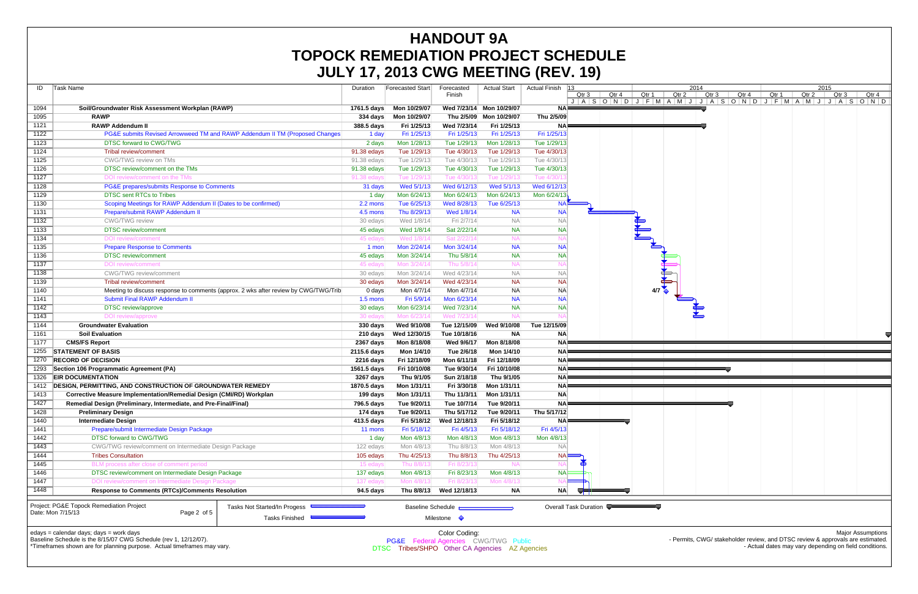# HANDOUT 9A
# TOPOCK REMEDIATION PROJECT SCHEDULE
# JULY 17, 2013 CWG MEETING (REV. 19)

| ID | Task Name | Duration | Forecasted Start | Forecasted Finish | Actual Start | Actual Finish |
|---|---|---|---|---|---|---|
| 1094 | **Soil/Groundwater Risk Assessment Workplan (RAWP)** | **1761.5 days** | **Mon 10/29/07** | **Wed 7/23/14** | **Mon 10/29/07** | **NA** |
| 1095 | **RAWP** | **334 days** | **Mon 10/29/07** | **Thu 2/5/09** | **Mon 10/29/07** | **Thu 2/5/09** |
| 1121 | **RAWP Addendum II** | **388.5 days** | **Fri 1/25/13** | **Wed 7/23/14** | **Fri 1/25/13** | **NA** |
| 1122 | PG&E submits Revised Arrowweed TM and RAWP Addendum II TM (Proposed Changes) | 1 day | Fri 1/25/13 | Fri 1/25/13 | Fri 1/25/13 | Fri 1/25/13 |
| 1123 | DTSC forward to CWG/TWG | 2 days | Mon 1/28/13 | Tue 1/29/13 | Mon 1/28/13 | Tue 1/29/13 |
| 1124 | Tribal review/comment | 91.38 edays | Tue 1/29/13 | Tue 4/30/13 | Tue 1/29/13 | Tue 4/30/13 |
| 1125 | CWG/TWG review on TMs | 91.38 edays | Tue 1/29/13 | Tue 4/30/13 | Tue 1/29/13 | Tue 4/30/13 |
| 1126 | DTSC review/comment on the TMs | 91.38 edays | Tue 1/29/13 | Tue 4/30/13 | Tue 1/29/13 | Tue 4/30/13 |
| 1127 | DOI review/comment on the TMs | 91.38 edays | Tue 1/29/13 | Tue 4/30/13 | Tue 1/29/13 | Tue 4/30/13 |
| 1128 | PG&E prepares/submits Response to Comments | 31 days | Wed 5/1/13 | Wed 6/12/13 | Wed 5/1/13 | Wed 6/12/13 |
| 1129 | DTSC sent RTCs to Tribes | 1 day | Mon 6/24/13 | Mon 6/24/13 | Mon 6/24/13 | Mon 6/24/13 |
| 1130 | Scoping Meetings for RAWP Addendum II (Dates to be confirmed) | 2.2 mons | Tue 6/25/13 | Wed 8/28/13 | Tue 6/25/13 | NA |
| 1131 | Prepare/submit RAWP Addendum II | 4.5 mons | Thu 8/29/13 | Wed 1/8/14 | NA | NA |
| 1132 | CWG/TWG review | 30 edays | Wed 1/8/14 | Fri 2/7/14 | NA | NA |
| 1133 | DTSC review/comment | 45 edays | Wed 1/8/14 | Sat 2/22/14 | NA | NA |
| 1134 | DOI review/comment | 45 edays | Wed 1/8/14 | Sat 2/22/14 | NA | NA |
| 1135 | Prepare Response to Comments | 1 mon | Mon 2/24/14 | Mon 3/24/14 | NA | NA |
| 1136 | DTSC review/comment | 45 edays | Mon 3/24/14 | Thu 5/8/14 | NA | NA |
| 1137 | DOI review/comment | 45 edays | Mon 3/24/14 | Thu 5/8/14 | NA | NA |
| 1138 | CWG/TWG review/comment | 30 edays | Mon 3/24/14 | Wed 4/23/14 | NA | NA |
| 1139 | Tribal review/comment | 30 edays | Mon 3/24/14 | Wed 4/23/14 | NA | NA |
| 1140 | Meeting to discuss response to comments (approx. 2 wks after review by CWG/TWG/Trib | 0 days | Mon 4/7/14 | Mon 4/7/14 | NA | NA |
| 1141 | Submit Final RAWP Addendum II | 1.5 mons | Fri 5/9/14 | Mon 6/23/14 | NA | NA |
| 1142 | DTSC review/approve | 30 edays | Mon 6/23/14 | Wed 7/23/14 | NA | NA |
| 1143 | DOI review/approve | 30 edays | Mon 6/23/14 | Wed 7/23/14 | NA | NA |
| 1144 | **Groundwater Evaluation** | **330 days** | **Wed 9/10/08** | **Tue 12/15/09** | **Wed 9/10/08** | **Tue 12/15/09** |
| 1161 | **Soil Evaluation** | **210 days** | **Wed 12/30/15** | **Tue 10/18/16** | **NA** | **NA** |
| 1177 | **CMS/FS Report** | **2367 days** | **Mon 8/18/08** | **Wed 9/6/17** | **Mon 8/18/08** | **NA** |
| 1255 | **STATEMENT OF BASIS** | **2115.6 days** | **Mon 1/4/10** | **Tue 2/6/18** | **Mon 1/4/10** | **NA** |
| 1270 | **RECORD OF DECISION** | **2216 days** | **Fri 12/18/09** | **Mon 6/11/18** | **Fri 12/18/09** | **NA** |
| 1293 | **Section 106 Programmatic Agreement (PA)** | **1561.5 days** | **Fri 10/10/08** | **Tue 9/30/14** | **Fri 10/10/08** | **NA** |
| 1326 | **EIR DOCUMENTATION** | **3267 days** | **Thu 9/1/05** | **Sun 2/18/18** | **Thu 9/1/05** | **NA** |
| 1412 | **DESIGN, PERMITTING, AND CONSTRUCTION OF GROUNDWATER REMEDY** | **1870.5 days** | **Mon 1/31/11** | **Fri 3/30/18** | **Mon 1/31/11** | **NA** |
| 1413 | **Corrective Measure Implementation/Remedial Design (CMI/RD) Workplan** | **199 days** | **Mon 1/31/11** | **Thu 11/3/11** | **Mon 1/31/11** | **NA** |
| 1427 | **Remedial Design (Preliminary, Intermediate, and Pre-Final/Final)** | **796.5 days** | **Tue 9/20/11** | **Tue 10/7/14** | **Tue 9/20/11** | **NA** |
| 1428 | **Preliminary Design** | **174 days** | **Tue 9/20/11** | **Thu 5/17/12** | **Tue 9/20/11** | **Thu 5/17/12** |
| 1440 | **Intermediate Design** | **413.5 days** | **Fri 5/18/12** | **Wed 12/18/13** | **Fri 5/18/12** | **NA** |
| 1441 | Prepare/submit Intermediate Design Package | 11 mons | Fri 5/18/12 | Fri 4/5/13 | Fri 5/18/12 | Fri 4/5/13 |
| 1442 | DTSC forward to CWG/TWG | 1 day | Mon 4/8/13 | Mon 4/8/13 | Mon 4/8/13 | Mon 4/8/13 |
| 1443 | CWG/TWG review/comment on Intermediate Design Package | 122 edays | Mon 4/8/13 | Thu 8/8/13 | Mon 4/8/13 | NA |
| 1444 | Tribes Consultation | 105 edays | Thu 4/25/13 | Thu 8/8/13 | Thu 4/25/13 | NA |
| 1445 | BLM process after close of comment period | 15 edays | Thu 8/8/13 | Fri 8/23/13 | NA | NA |
| 1446 | DTSC review/comment on Intermediate Design Package | 137 edays | Mon 4/8/13 | Fri 8/23/13 | Mon 4/8/13 | NA |
| 1447 | DOI review/comment on Intermediate Design Package | 137 edays | Mon 4/8/13 | Fri 8/23/13 | Mon 4/8/13 | NA |
| 1448 | **Response to Comments (RTCs)/Comments Resolution** | **94.5 days** | **Thu 8/8/13** | **Wed 12/18/13** | **NA** | **NA** |

Project: PG&E Topock Remediation Project
Date: Mon 7/15/13

Legend: Tasks Not Started/In Progess; Tasks Finished; Baseline Schedule; Milestone; Overall Task Duration

edays = calendar days; days = work days
Baseline Schedule is the 8/15/07 CWG Schedule (rev 1, 12/12/07).
*Timeframes shown are for planning purpose. Actual timeframes may vary.

Color Coding:
PG&E  Federal Agencies  CWG/TWG  Public
DTSC  Tribes/SHPO  Other CA Agencies  AZ Agencies

Major Assumptions
- Permits, CWG/ stakeholder review, and DTSC review & approvals are estimated.
- Actual dates may vary depending on field conditions.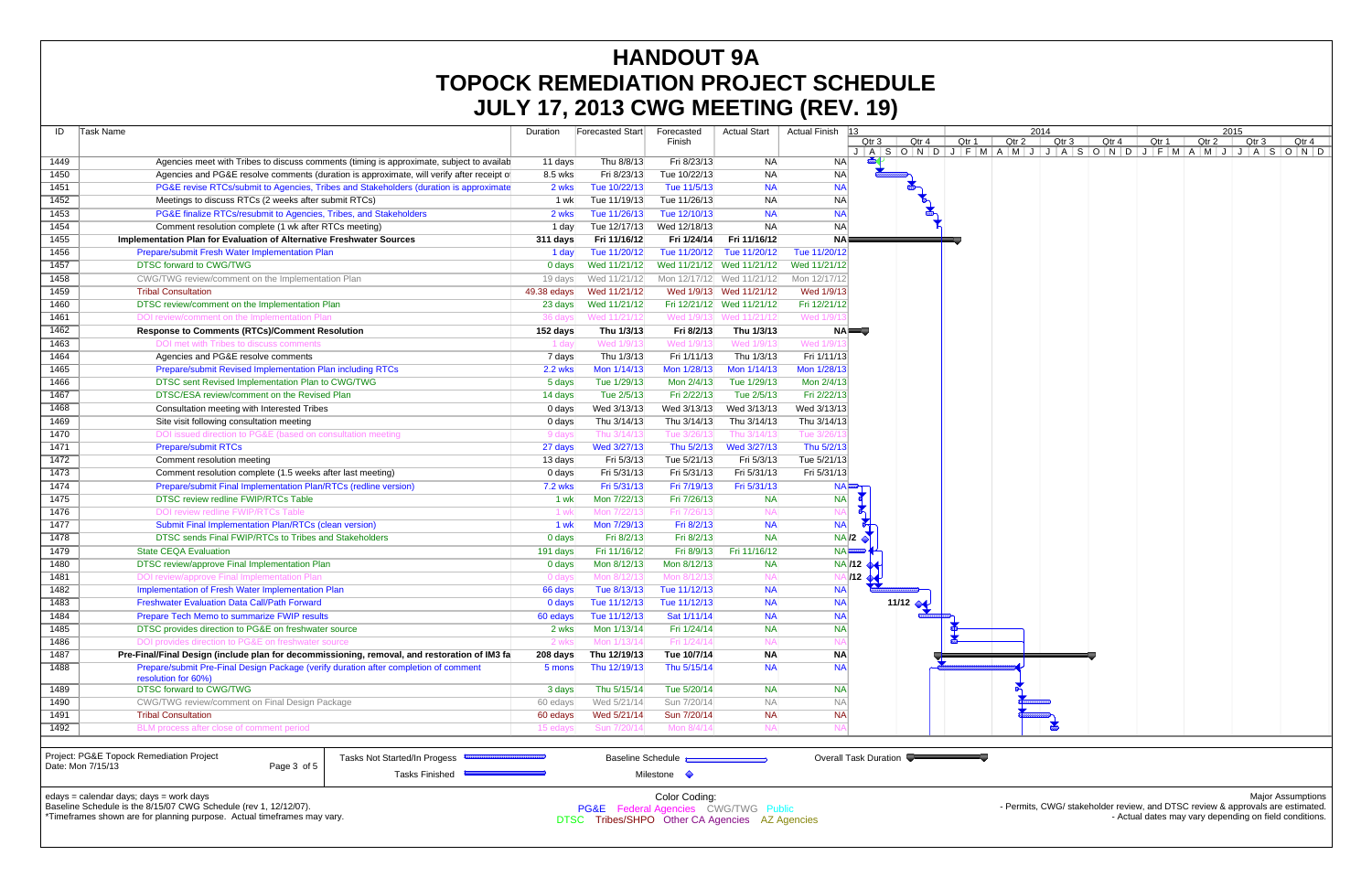# HANDOUT 9A
# TOPOCK REMEDIATION PROJECT SCHEDULE
# JULY 17, 2013 CWG MEETING (REV. 19)

| ID | Task Name | Duration | Forecasted Start | Forecasted Finish | Actual Start | Actual Finish |
|---|---|---|---|---|---|---|
| 1449 | Agencies meet with Tribes to discuss comments (timing is approximate, subject to availab | 11 days | Thu 8/8/13 | Fri 8/23/13 | NA | NA |
| 1450 | Agencies and PG&E resolve comments (duration is approximate, will verify after receipt o | 8.5 wks | Fri 8/23/13 | Tue 10/22/13 | NA | NA |
| 1451 | PG&E revise RTCs/submit to Agencies, Tribes and Stakeholders (duration is approximate | 2 wks | Tue 10/22/13 | Tue 11/5/13 | NA | NA |
| 1452 | Meetings to discuss RTCs (2 weeks after submit RTCs) | 1 wk | Tue 11/19/13 | Tue 11/26/13 | NA | NA |
| 1453 | PG&E finalize RTCs/resubmit to Agencies, Tribes, and Stakeholders | 2 wks | Tue 11/26/13 | Tue 12/10/13 | NA | NA |
| 1454 | Comment resolution complete (1 wk after RTCs meeting) | 1 day | Tue 12/17/13 | Wed 12/18/13 | NA | NA |
| 1455 | **Implementation Plan for Evaluation of Alternative Freshwater Sources** | **311 days** | **Fri 11/16/12** | **Fri 1/24/14** | **Fri 11/16/12** | **NA** |
| 1456 | Prepare/submit Fresh Water Implementation Plan | 1 day | Tue 11/20/12 | Tue 11/20/12 | Tue 11/20/12 | Tue 11/20/12 |
| 1457 | DTSC forward to CWG/TWG | 0 days | Wed 11/21/12 | Wed 11/21/12 | Wed 11/21/12 | Wed 11/21/12 |
| 1458 | CWG/TWG review/comment on the Implementation Plan | 19 days | Wed 11/21/12 | Mon 12/17/12 | Wed 11/21/12 | Mon 12/17/12 |
| 1459 | Tribal Consultation | 49.38 edays | Wed 11/21/12 | Wed 1/9/13 | Wed 11/21/12 | Wed 1/9/13 |
| 1460 | DTSC review/comment on the Implementation Plan | 23 days | Wed 11/21/12 | Fri 12/21/12 | Wed 11/21/12 | Fri 12/21/12 |
| 1461 | DOI review/comment on the Implementation Plan | 36 days | Wed 11/21/12 | Wed 1/9/13 | Wed 11/21/12 | Wed 1/9/13 |
| 1462 | **Response to Comments (RTCs)/Comment Resolution** | **152 days** | **Thu 1/3/13** | **Fri 8/2/13** | **Thu 1/3/13** | **NA** |
| 1463 | DOI met with Tribes to discuss comments | 1 day | Wed 1/9/13 | Wed 1/9/13 | Wed 1/9/13 | Wed 1/9/13 |
| 1464 | Agencies and PG&E resolve comments | 7 days | Thu 1/3/13 | Fri 1/11/13 | Thu 1/3/13 | Fri 1/11/13 |
| 1465 | Prepare/submit Revised Implementation Plan including RTCs | 2.2 wks | Mon 1/14/13 | Mon 1/28/13 | Mon 1/14/13 | Mon 1/28/13 |
| 1466 | DTSC sent Revised Implementation Plan to CWG/TWG | 5 days | Tue 1/29/13 | Mon 2/4/13 | Tue 1/29/13 | Mon 2/4/13 |
| 1467 | DTSC/ESA review/comment on the Revised Plan | 14 days | Tue 2/5/13 | Fri 2/22/13 | Tue 2/5/13 | Fri 2/22/13 |
| 1468 | Consultation meeting with Interested Tribes | 0 days | Wed 3/13/13 | Wed 3/13/13 | Wed 3/13/13 | Wed 3/13/13 |
| 1469 | Site visit following consultation meeting | 0 days | Thu 3/14/13 | Thu 3/14/13 | Thu 3/14/13 | Thu 3/14/13 |
| 1470 | DOI issued direction to PG&E (based on consultation meeting | 9 days | Thu 3/14/13 | Tue 3/26/13 | Thu 3/14/13 | Tue 3/26/13 |
| 1471 | Prepare/submit RTCs | 27 days | Wed 3/27/13 | Thu 5/2/13 | Wed 3/27/13 | Thu 5/2/13 |
| 1472 | Comment resolution meeting | 13 days | Fri 5/3/13 | Tue 5/21/13 | Fri 5/3/13 | Tue 5/21/13 |
| 1473 | Comment resolution complete (1.5 weeks after last meeting) | 0 days | Fri 5/31/13 | Fri 5/31/13 | Fri 5/31/13 | Fri 5/31/13 |
| 1474 | Prepare/submit Final Implementation Plan/RTCs (redline version) | 7.2 wks | Fri 5/31/13 | Fri 7/19/13 | Fri 5/31/13 | NA |
| 1475 | DTSC review redline FWIP/RTCs Table | 1 wk | Mon 7/22/13 | Fri 7/26/13 | NA | NA |
| 1476 | DOI review redline FWIP/RTCs Table | 1 wk | Mon 7/22/13 | Fri 7/26/13 | NA | NA |
| 1477 | Submit Final Implementation Plan/RTCs (clean version) | 1 wk | Mon 7/29/13 | Fri 8/2/13 | NA | NA |
| 1478 | DTSC sends Final FWIP/RTCs to Tribes and Stakeholders | 0 days | Fri 8/2/13 | Fri 8/2/13 | NA | NA |
| 1479 | State CEQA Evaluation | 191 days | Fri 11/16/12 | Fri 8/9/13 | Fri 11/16/12 | NA |
| 1480 | DTSC review/approve Final Implementation Plan | 0 days | Mon 8/12/13 | Mon 8/12/13 | NA | NA |
| 1481 | DOI review/approve Final Implementation Plan | 0 days | Mon 8/12/13 | Mon 8/12/13 | NA | NA |
| 1482 | Implementation of Fresh Water Implementation Plan | 66 days | Tue 8/13/13 | Tue 11/12/13 | NA | NA |
| 1483 | Freshwater Evaluation Data Call/Path Forward | 0 days | Tue 11/12/13 | Tue 11/12/13 | NA | NA |
| 1484 | Prepare Tech Memo to summarize FWIP results | 60 edays | Tue 11/12/13 | Sat 1/11/14 | NA | NA |
| 1485 | DTSC provides direction to PG&E on freshwater source | 2 wks | Mon 1/13/14 | Fri 1/24/14 | NA | NA |
| 1486 | DOI provides direction to PG&E on freshwater source | 2 wks | Mon 1/13/14 | Fri 1/24/14 | NA | NA |
| 1487 | **Pre-Final/Final Design (include plan for decommissioning, removal, and restoration of IM3 fa** | **208 days** | **Thu 12/19/13** | **Tue 10/7/14** | **NA** | **NA** |
| 1488 | Prepare/submit Pre-Final Design Package (verify duration after completion of comment resolution for 60%) | 5 mons | Thu 12/19/13 | Thu 5/15/14 | NA | NA |
| 1489 | DTSC forward to CWG/TWG | 3 days | Thu 5/15/14 | Tue 5/20/14 | NA | NA |
| 1490 | CWG/TWG review/comment on Final Design Package | 60 edays | Wed 5/21/14 | Sun 7/20/14 | NA | NA |
| 1491 | Tribal Consultation | 60 edays | Wed 5/21/14 | Sun 7/20/14 | NA | NA |
| 1492 | BLM process after close of comment period | 15 edays | Sun 7/20/14 | Mon 8/4/14 | NA | NA |

Project: PG&E Topock Remediation Project
Date: Mon 7/15/13

Legend: Tasks Not Started/In Progess; Tasks Finished; Baseline Schedule; Milestone; Overall Task Duration

edays = calendar days; days = work days
Baseline Schedule is the 8/15/07 CWG Schedule (rev 1, 12/12/07).
*Timeframes shown are for planning purpose. Actual timeframes may vary.

Color Coding:
PG&E Federal Agencies CWG/TWG Public
DTSC Tribes/SHPO Other CA Agencies AZ Agencies

Major Assumptions
- Permits, CWG/ stakeholder review, and DTSC review & approvals are estimated.
- Actual dates may vary depending on field conditions.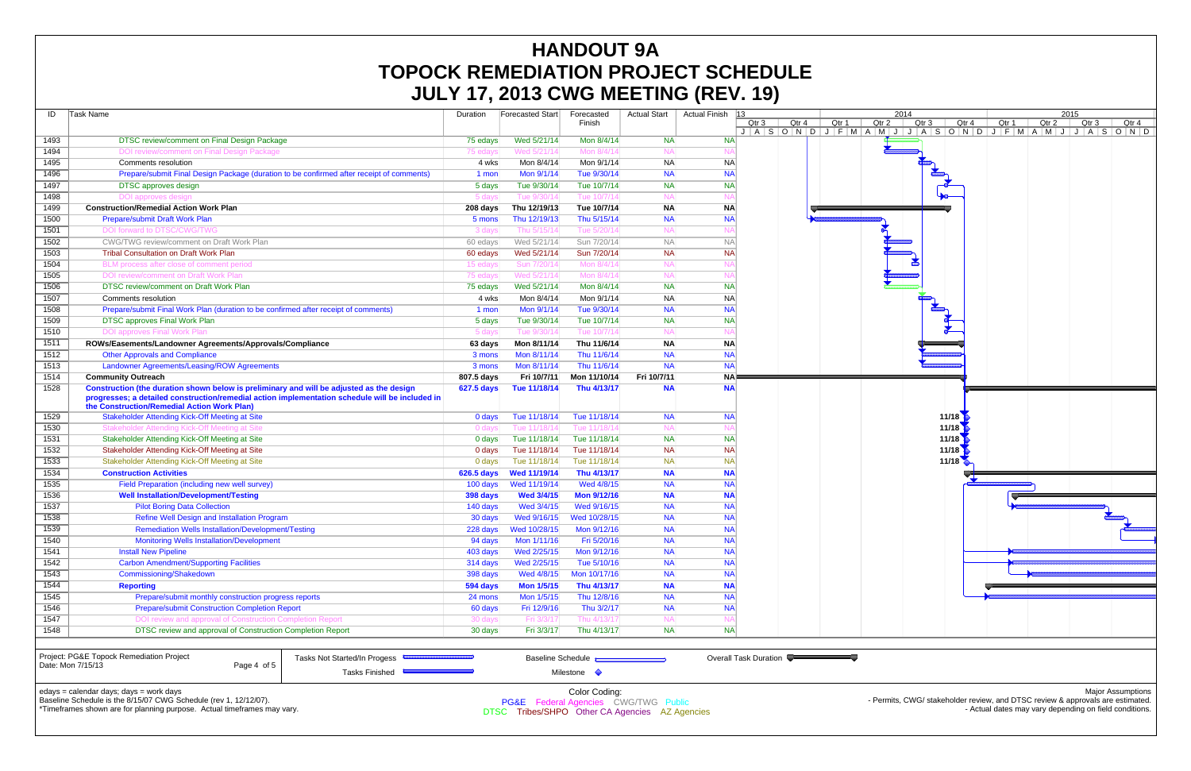# HANDOUT 9A
# TOPOCK REMEDIATION PROJECT SCHEDULE
# JULY 17, 2013 CWG MEETING (REV. 19)

| ID | Task Name | Duration | Forecasted Start | Forecasted Finish | Actual Start | Actual Finish |
|---|---|---|---|---|---|---|
| 1493 | DTSC review/comment on Final Design Package | 75 edays | Wed 5/21/14 | Mon 8/4/14 | NA | NA |
| 1494 | DOI review/comment on Final Design Package | 75 edays | Wed 5/21/14 | Mon 8/4/14 | NA | NA |
| 1495 | Comments resolution | 4 wks | Mon 8/4/14 | Mon 9/1/14 | NA | NA |
| 1496 | Prepare/submit Final Design Package (duration to be confirmed after receipt of comments) | 1 mon | Mon 9/1/14 | Tue 9/30/14 | NA | NA |
| 1497 | DTSC approves design | 5 days | Tue 9/30/14 | Tue 10/7/14 | NA | NA |
| 1498 | DOI approves design | 5 days | Tue 9/30/14 | Tue 10/7/14 | NA | NA |
| 1499 | **Construction/Remedial Action Work Plan** | **208 days** | **Thu 12/19/13** | **Tue 10/7/14** | **NA** | **NA** |
| 1500 | Prepare/submit Draft Work Plan | 5 mons | Thu 12/19/13 | Thu 5/15/14 | NA | NA |
| 1501 | DOI forward to DTSC/CWG/TWG | 3 days | Thu 5/15/14 | Tue 5/20/14 | NA | NA |
| 1502 | CWG/TWG review/comment on Draft Work Plan | 60 edays | Wed 5/21/14 | Sun 7/20/14 | NA | NA |
| 1503 | Tribal Consultation on Draft Work Plan | 60 edays | Wed 5/21/14 | Sun 7/20/14 | NA | NA |
| 1504 | BLM process after close of comment period | 15 edays | Sun 7/20/14 | Mon 8/4/14 | NA | NA |
| 1505 | DOI review/comment on Draft Work Plan | 75 edays | Wed 5/21/14 | Mon 8/4/14 | NA | NA |
| 1506 | DTSC review/comment on Draft Work Plan | 75 edays | Wed 5/21/14 | Mon 8/4/14 | NA | NA |
| 1507 | Comments resolution | 4 wks | Mon 8/4/14 | Mon 9/1/14 | NA | NA |
| 1508 | Prepare/submit Final Work Plan (duration to be confirmed after receipt of comments) | 1 mon | Mon 9/1/14 | Tue 9/30/14 | NA | NA |
| 1509 | DTSC approves Final Work Plan | 5 days | Tue 9/30/14 | Tue 10/7/14 | NA | NA |
| 1510 | DOI approves Final Work Plan | 5 days | Tue 9/30/14 | Tue 10/7/14 | NA | NA |
| 1511 | **ROWs/Easements/Landowner Agreements/Approvals/Compliance** | **63 days** | **Mon 8/11/14** | **Thu 11/6/14** | **NA** | **NA** |
| 1512 | Other Approvals and Compliance | 3 mons | Mon 8/11/14 | Thu 11/6/14 | NA | NA |
| 1513 | Landowner Agreements/Leasing/ROW Agreements | 3 mons | Mon 8/11/14 | Thu 11/6/14 | NA | NA |
| 1514 | **Community Outreach** | **807.5 days** | **Fri 10/7/11** | **Mon 11/10/14** | **Fri 10/7/11** | **NA** |
| 1528 | **Construction (the duration shown below is preliminary and will be adjusted as the design progresses; a detailed construction/remedial action implementation schedule will be included in the Construction/Remedial Action Work Plan)** | **627.5 days** | **Tue 11/18/14** | **Thu 4/13/17** | **NA** | **NA** |
| 1529 | Stakeholder Attending Kick-Off Meeting at Site | 0 days | Tue 11/18/14 | Tue 11/18/14 | NA | NA |
| 1530 | Stakeholder Attending Kick-Off Meeting at Site | 0 days | Tue 11/18/14 | Tue 11/18/14 | NA | NA |
| 1531 | Stakeholder Attending Kick-Off Meeting at Site | 0 days | Tue 11/18/14 | Tue 11/18/14 | NA | NA |
| 1532 | Stakeholder Attending Kick-Off Meeting at Site | 0 days | Tue 11/18/14 | Tue 11/18/14 | NA | NA |
| 1533 | Stakeholder Attending Kick-Off Meeting at Site | 0 days | Tue 11/18/14 | Tue 11/18/14 | NA | NA |
| 1534 | **Construction Activities** | **626.5 days** | **Wed 11/19/14** | **Thu 4/13/17** | **NA** | **NA** |
| 1535 | Field Preparation (including new well survey) | 100 days | Wed 11/19/14 | Wed 4/8/15 | NA | NA |
| 1536 | **Well Installation/Development/Testing** | **398 days** | **Wed 3/4/15** | **Mon 9/12/16** | **NA** | **NA** |
| 1537 | Pilot Boring Data Collection | 140 days | Wed 3/4/15 | Wed 9/16/15 | NA | NA |
| 1538 | Refine Well Design and Installation Program | 30 days | Wed 9/16/15 | Wed 10/28/15 | NA | NA |
| 1539 | Remediation Wells Installation/Development/Testing | 228 days | Wed 10/28/15 | Mon 9/12/16 | NA | NA |
| 1540 | Monitoring Wells Installation/Development | 94 days | Mon 1/11/16 | Fri 5/20/16 | NA | NA |
| 1541 | Install New Pipeline | 403 days | Wed 2/25/15 | Mon 9/12/16 | NA | NA |
| 1542 | Carbon Amendment/Supporting Facilities | 314 days | Wed 2/25/15 | Tue 5/10/16 | NA | NA |
| 1543 | Commissioning/Shakedown | 398 days | Wed 4/8/15 | Mon 10/17/16 | NA | NA |
| 1544 | **Reporting** | **594 days** | **Mon 1/5/15** | **Thu 4/13/17** | **NA** | **NA** |
| 1545 | Prepare/submit monthly construction progress reports | 24 mons | Mon 1/5/15 | Thu 12/8/16 | NA | NA |
| 1546 | Prepare/submit Construction Completion Report | 60 days | Fri 12/9/16 | Thu 3/2/17 | NA | NA |
| 1547 | DOI review and approval of Construction Completion Report | 30 days | Fri 3/3/17 | Thu 4/13/17 | NA | NA |
| 1548 | DTSC review and approval of Construction Completion Report | 30 days | Fri 3/3/17 | Thu 4/13/17 | NA | NA |

Project: PG&E Topock Remediation Project
Date: Mon 7/15/13

Legend: Tasks Not Started/In Progess; Tasks Finished; Baseline Schedule; Milestone; Overall Task Duration

edays = calendar days; days = work days
Baseline Schedule is the 8/15/07 CWG Schedule (rev 1, 12/12/07).
*Timeframes shown are for planning purpose. Actual timeframes may vary.

Color Coding: PG&E, Federal Agencies, CWG/TWG, Public, DTSC, Tribes/SHPO, Other CA Agencies, AZ Agencies

Major Assumptions
- Permits, CWG/ stakeholder review, and DTSC review & approvals are estimated.
- Actual dates may vary depending on field conditions.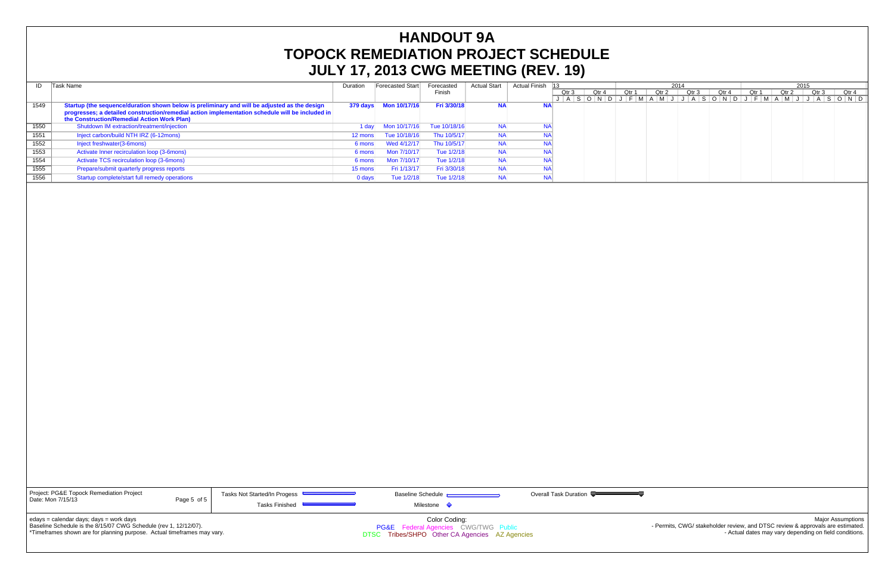# HANDOUT 9A
# TOPOCK REMEDIATION PROJECT SCHEDULE
# JULY 17, 2013 CWG MEETING (REV. 19)

| ID | Task Name | Duration | Forecasted Start | Forecasted Finish | Actual Start | Actual Finish |
|---|---|---|---|---|---|---|
| 1549 | **Startup (the sequence/duration shown below is preliminary and will be adjusted as the design progresses; a detailed construction/remedial action implementation schedule will be included in the Construction/Remedial Action Work Plan)** | **379 days** | **Mon 10/17/16** | **Fri 3/30/18** | **NA** | **NA** |
| 1550 | Shutdown IM extraction/treatment/injection | 1 day | Mon 10/17/16 | Tue 10/18/16 | NA | NA |
| 1551 | Inject carbon/build NTH IRZ (6-12mons) | 12 mons | Tue 10/18/16 | Thu 10/5/17 | NA | NA |
| 1552 | Inject freshwater(3-6mons) | 6 mons | Wed 4/12/17 | Thu 10/5/17 | NA | NA |
| 1553 | Activate Inner recirculation loop (3-6mons) | 6 mons | Mon 7/10/17 | Tue 1/2/18 | NA | NA |
| 1554 | Activate TCS recirculation loop (3-6mons) | 6 mons | Mon 7/10/17 | Tue 1/2/18 | NA | NA |
| 1555 | Prepare/submit quarterly progress reports | 15 mons | Fri 1/13/17 | Fri 3/30/18 | NA | NA |
| 1556 | Startup complete/start full remedy operations | 0 days | Tue 1/2/18 | Tue 1/2/18 | NA | NA |

2013: Qtr 3 (J A S), Qtr 4 (O N D)
2014: Qtr 1 (J F M), Qtr 2 (A M J), Qtr 3 (J A S), Qtr 4 (O N D)
2015: Qtr 1 (J F M), Qtr 2 (A M J), Qtr 3 (J A S), Qtr 4 (O N D)

Project: PG&E Topock Remediation Project
Date: Mon 7/15/13

Tasks Not Started/In Progess
Tasks Finished
Baseline Schedule
Milestone
Overall Task Duration

edays = calendar days; days = work days
Baseline Schedule is the 8/15/07 CWG Schedule (rev 1, 12/12/07).
*Timeframes shown are for planning purpose. Actual timeframes may vary.

Color Coding:
PG&E Federal Agencies CWG/TWG Public
DTSC Tribes/SHPO Other CA Agencies AZ Agencies

Major Assumptions
- Permits, CWG/ stakeholder review, and DTSC review & approvals are estimated.
- Actual dates may vary depending on field conditions.